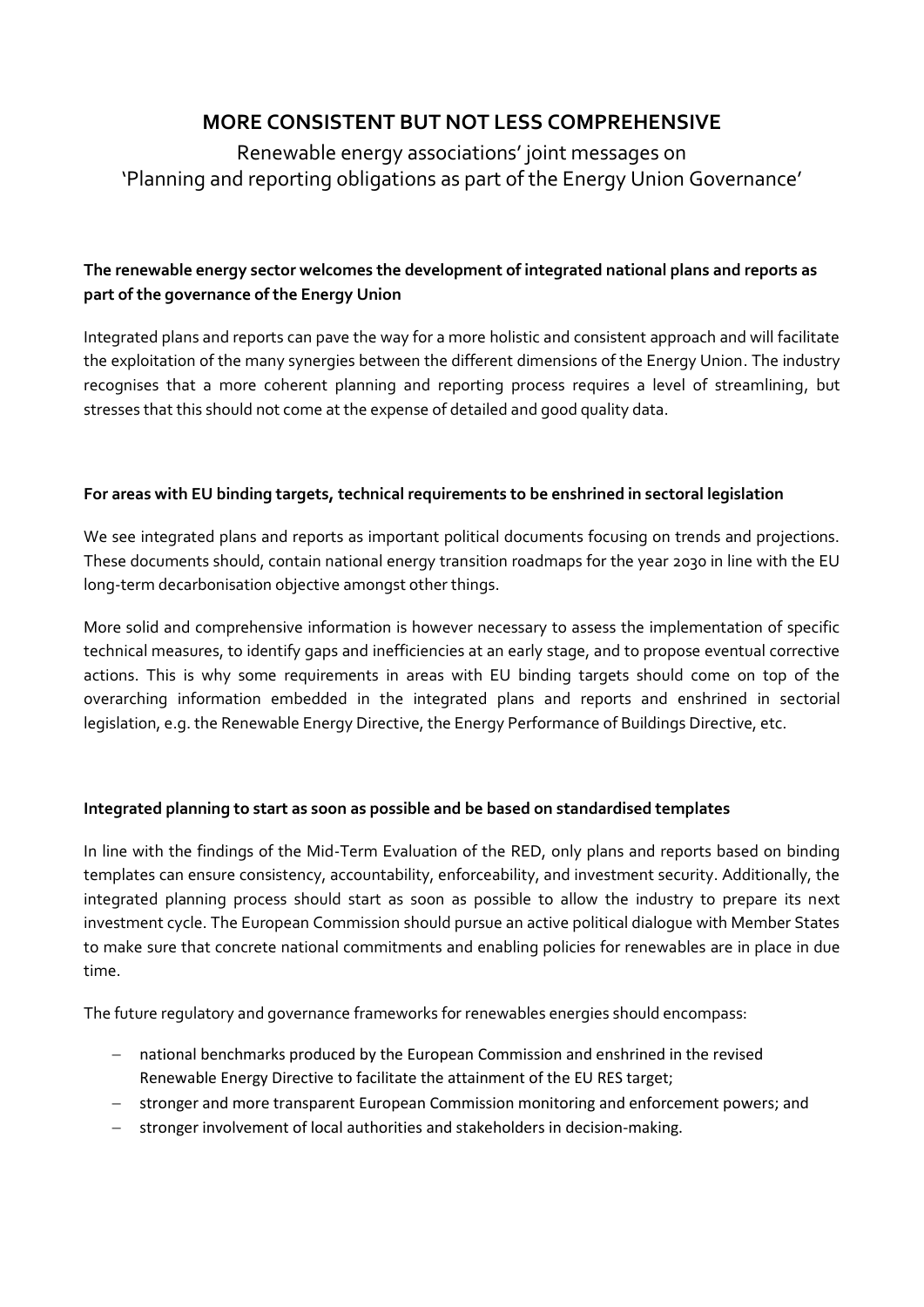# MORE CONSISTENT BUT NOT LESS COMPREHENSIVE

Renewable energy associations' joint messages on
'Planning and reporting obligations as part of the Energy Union Governance'

**The renewable energy sector welcomes the development of integrated national plans and reports as part of the governance of the Energy Union**

Integrated plans and reports can pave the way for a more holistic and consistent approach and will facilitate the exploitation of the many synergies between the different dimensions of the Energy Union. The industry recognises that a more coherent planning and reporting process requires a level of streamlining, but stresses that this should not come at the expense of detailed and good quality data.

**For areas with EU binding targets, technical requirements to be enshrined in sectoral legislation**

We see integrated plans and reports as important political documents focusing on trends and projections. These documents should, contain national energy transition roadmaps for the year 2030 in line with the EU long-term decarbonisation objective amongst other things.

More solid and comprehensive information is however necessary to assess the implementation of specific technical measures, to identify gaps and inefficiencies at an early stage, and to propose eventual corrective actions. This is why some requirements in areas with EU binding targets should come on top of the overarching information embedded in the integrated plans and reports and enshrined in sectorial legislation, e.g. the Renewable Energy Directive, the Energy Performance of Buildings Directive, etc.

**Integrated planning to start as soon as possible and be based on standardised templates**

In line with the findings of the Mid-Term Evaluation of the RED, only plans and reports based on binding templates can ensure consistency, accountability, enforceability, and investment security. Additionally, the integrated planning process should start as soon as possible to allow the industry to prepare its next investment cycle. The European Commission should pursue an active political dialogue with Member States to make sure that concrete national commitments and enabling policies for renewables are in place in due time.

The future regulatory and governance frameworks for renewables energies should encompass:

- national benchmarks produced by the European Commission and enshrined in the revised Renewable Energy Directive to facilitate the attainment of the EU RES target;
- stronger and more transparent European Commission monitoring and enforcement powers; and
- stronger involvement of local authorities and stakeholders in decision-making.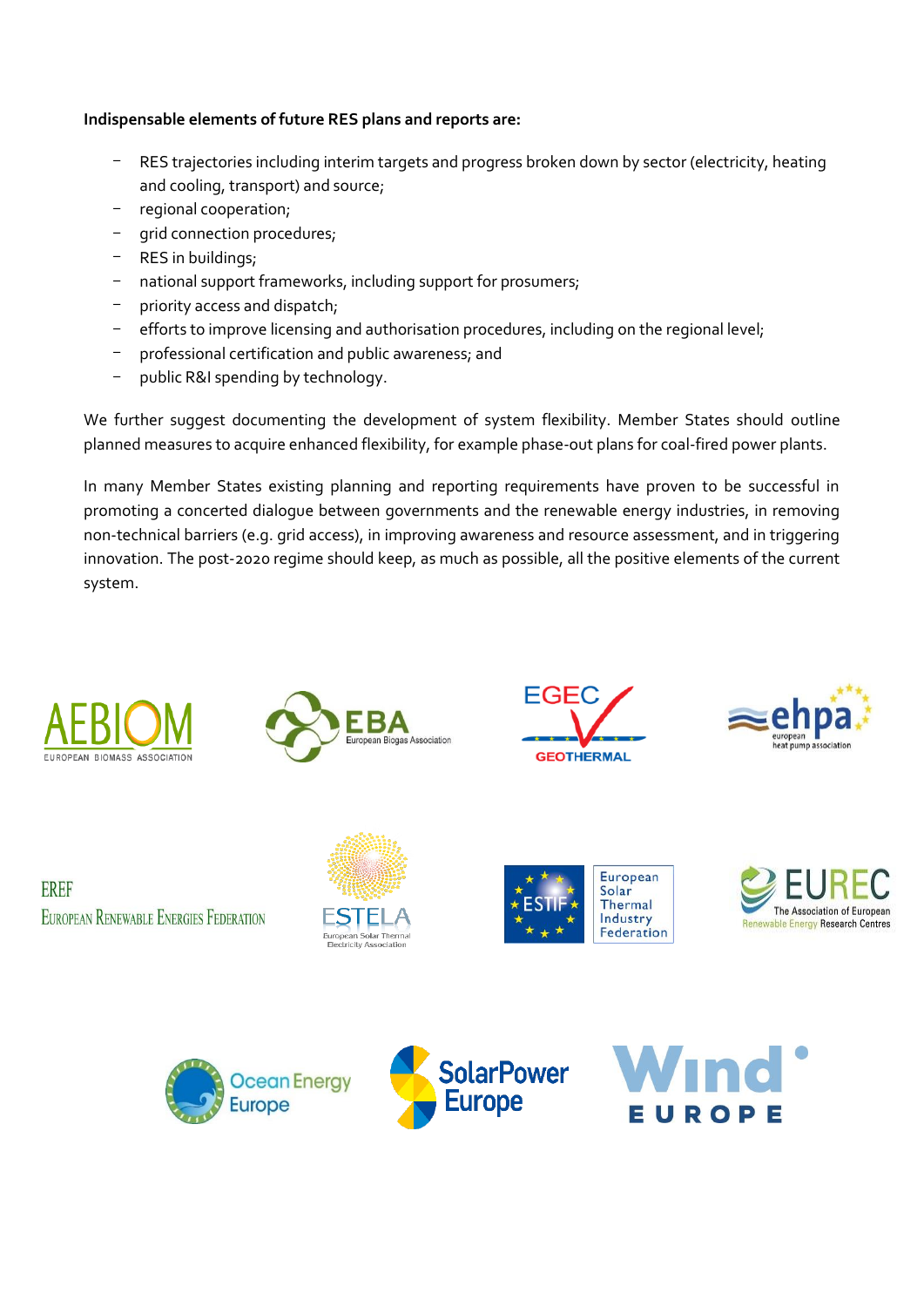**Indispensable elements of future RES plans and reports are:**

- RES trajectories including interim targets and progress broken down by sector (electricity, heating and cooling, transport) and source;
- regional cooperation;
- grid connection procedures;
- RES in buildings;
- national support frameworks, including support for prosumers;
- priority access and dispatch;
- efforts to improve licensing and authorisation procedures, including on the regional level;
- professional certification and public awareness; and
- public R&I spending by technology.

We further suggest documenting the development of system flexibility. Member States should outline planned measures to acquire enhanced flexibility, for example phase-out plans for coal-fired power plants.

In many Member States existing planning and reporting requirements have proven to be successful in promoting a concerted dialogue between governments and the renewable energy industries, in removing non-technical barriers (e.g. grid access), in improving awareness and resource assessment, and in triggering innovation. The post-2020 regime should keep, as much as possible, all the positive elements of the current system.

AEBIOM European Biomass Association

EBA European Biogas Association

EGEC Geothermal

ehpa european heat pump association

EREF European Renewable Energies Federation

ESTELA European Solar Thermal Electricity Association

ESTIF European Solar Thermal Industry Federation

EUREC The Association of European Renewable Energy Research Centres

Ocean Energy Europe

SolarPower Europe

Wind Europe